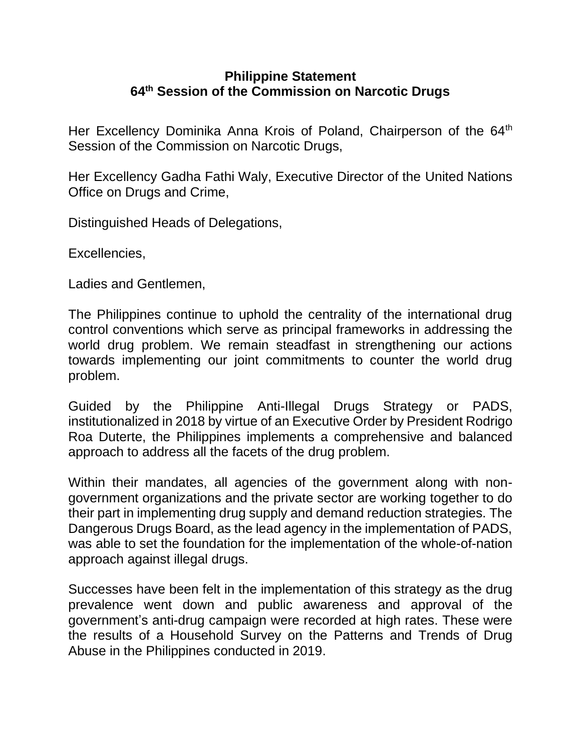**Philippine Statement**
**64th Session of the Commission on Narcotic Drugs**

Her Excellency Dominika Anna Krois of Poland, Chairperson of the 64th Session of the Commission on Narcotic Drugs,

Her Excellency Gadha Fathi Waly, Executive Director of the United Nations Office on Drugs and Crime,

Distinguished Heads of Delegations,

Excellencies,

Ladies and Gentlemen,

The Philippines continue to uphold the centrality of the international drug control conventions which serve as principal frameworks in addressing the world drug problem. We remain steadfast in strengthening our actions towards implementing our joint commitments to counter the world drug problem.

Guided by the Philippine Anti-Illegal Drugs Strategy or PADS, institutionalized in 2018 by virtue of an Executive Order by President Rodrigo Roa Duterte, the Philippines implements a comprehensive and balanced approach to address all the facets of the drug problem.

Within their mandates, all agencies of the government along with non-government organizations and the private sector are working together to do their part in implementing drug supply and demand reduction strategies. The Dangerous Drugs Board, as the lead agency in the implementation of PADS, was able to set the foundation for the implementation of the whole-of-nation approach against illegal drugs.

Successes have been felt in the implementation of this strategy as the drug prevalence went down and public awareness and approval of the government's anti-drug campaign were recorded at high rates. These were the results of a Household Survey on the Patterns and Trends of Drug Abuse in the Philippines conducted in 2019.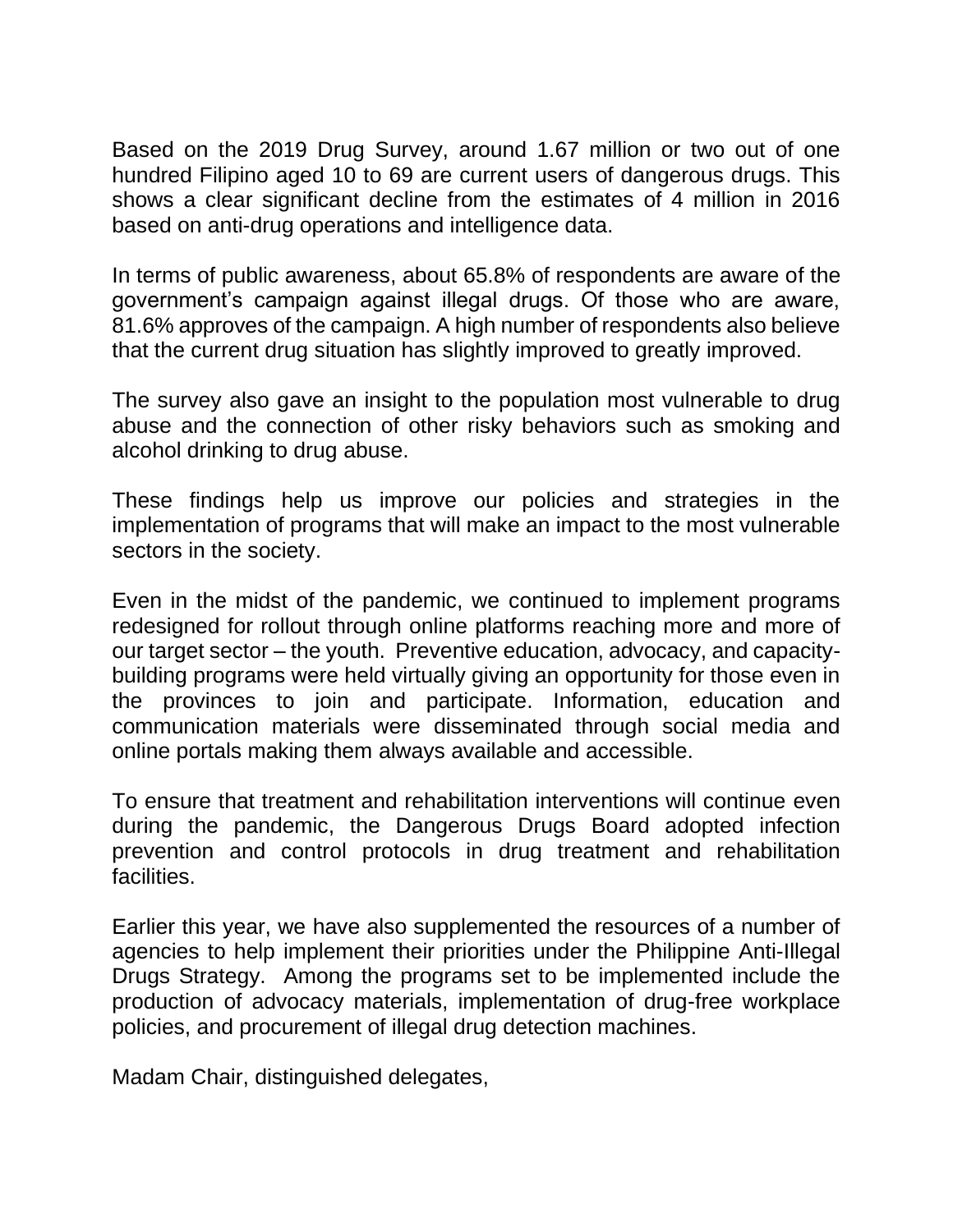Based on the 2019 Drug Survey, around 1.67 million or two out of one hundred Filipino aged 10 to 69 are current users of dangerous drugs. This shows a clear significant decline from the estimates of 4 million in 2016 based on anti-drug operations and intelligence data.

In terms of public awareness, about 65.8% of respondents are aware of the government's campaign against illegal drugs. Of those who are aware, 81.6% approves of the campaign. A high number of respondents also believe that the current drug situation has slightly improved to greatly improved.

The survey also gave an insight to the population most vulnerable to drug abuse and the connection of other risky behaviors such as smoking and alcohol drinking to drug abuse.

These findings help us improve our policies and strategies in the implementation of programs that will make an impact to the most vulnerable sectors in the society.

Even in the midst of the pandemic, we continued to implement programs redesigned for rollout through online platforms reaching more and more of our target sector – the youth. Preventive education, advocacy, and capacity-building programs were held virtually giving an opportunity for those even in the provinces to join and participate. Information, education and communication materials were disseminated through social media and online portals making them always available and accessible.

To ensure that treatment and rehabilitation interventions will continue even during the pandemic, the Dangerous Drugs Board adopted infection prevention and control protocols in drug treatment and rehabilitation facilities.

Earlier this year, we have also supplemented the resources of a number of agencies to help implement their priorities under the Philippine Anti-Illegal Drugs Strategy. Among the programs set to be implemented include the production of advocacy materials, implementation of drug-free workplace policies, and procurement of illegal drug detection machines.

Madam Chair, distinguished delegates,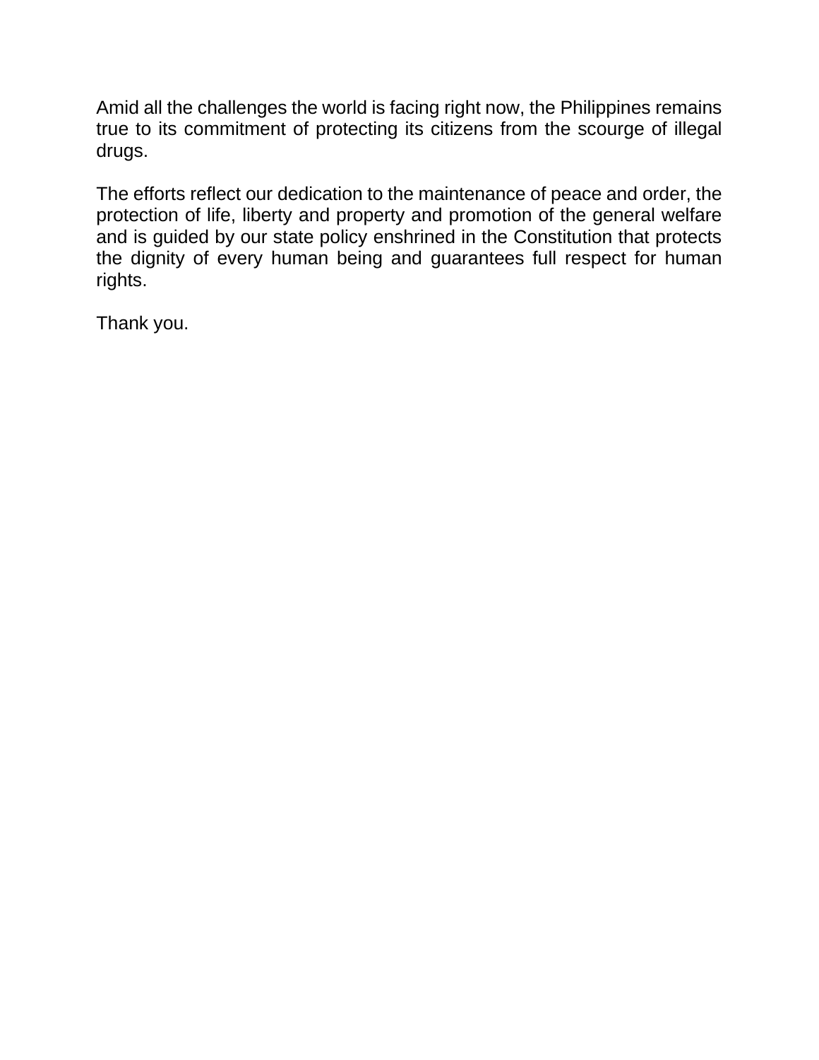Amid all the challenges the world is facing right now, the Philippines remains true to its commitment of protecting its citizens from the scourge of illegal drugs.

The efforts reflect our dedication to the maintenance of peace and order, the protection of life, liberty and property and promotion of the general welfare and is guided by our state policy enshrined in the Constitution that protects the dignity of every human being and guarantees full respect for human rights.

Thank you.